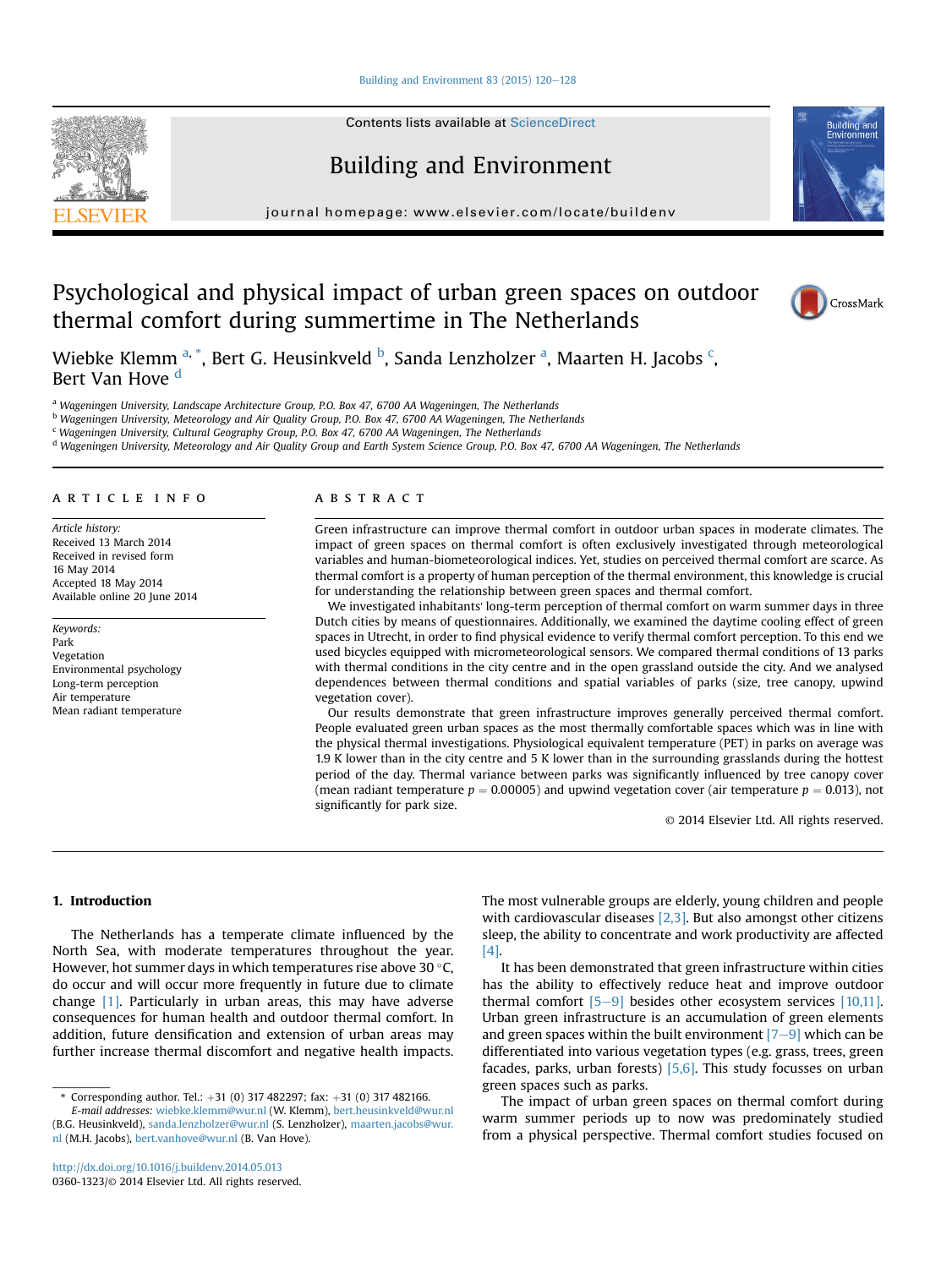# Psychological and physical impact of urban green spaces on outdoor thermal comfort during summertime in The Netherlands

Wiebke Klemm [a,*], Bert G. Heusinkveld [b], Sanda Lenzholzer [a], Maarten H. Jacobs [c], Bert Van Hove [d]

[a] Wageningen University, Landscape Architecture Group, P.O. Box 47, 6700 AA Wageningen, The Netherlands
[b] Wageningen University, Meteorology and Air Quality Group, P.O. Box 47, 6700 AA Wageningen, The Netherlands
[c] Wageningen University, Cultural Geography Group, P.O. Box 47, 6700 AA Wageningen, The Netherlands
[d] Wageningen University, Meteorology and Air Quality Group and Earth System Science Group, P.O. Box 47, 6700 AA Wageningen, The Netherlands

## ARTICLE INFO

*Article history:*
Received 13 March 2014
Received in revised form
16 May 2014
Accepted 18 May 2014
Available online 20 June 2014

*Keywords:*
Park
Vegetation
Environmental psychology
Long-term perception
Air temperature
Mean radiant temperature

## ABSTRACT

Green infrastructure can improve thermal comfort in outdoor urban spaces in moderate climates. The impact of green spaces on thermal comfort is often exclusively investigated through meteorological variables and human-biometeorological indices. Yet, studies on perceived thermal comfort are scarce. As thermal comfort is a property of human perception of the thermal environment, this knowledge is crucial for understanding the relationship between green spaces and thermal comfort.

We investigated inhabitants' long-term perception of thermal comfort on warm summer days in three Dutch cities by means of questionnaires. Additionally, we examined the daytime cooling effect of green spaces in Utrecht, in order to find physical evidence to verify thermal comfort perception. To this end we used bicycles equipped with micrometeorological sensors. We compared thermal conditions of 13 parks with thermal conditions in the city centre and in the open grassland outside the city. And we analysed dependences between thermal conditions and spatial variables of parks (size, tree canopy, upwind vegetation cover).

Our results demonstrate that green infrastructure improves generally perceived thermal comfort. People evaluated green urban spaces as the most thermally comfortable spaces which was in line with the physical thermal investigations. Physiological equivalent temperature (PET) in parks on average was 1.9 K lower than in the city centre and 5 K lower than in the surrounding grasslands during the hottest period of the day. Thermal variance between parks was significantly influenced by tree canopy cover (mean radiant temperature $p = 0.00005$) and upwind vegetation cover (air temperature $p = 0.013$), not significantly for park size.

© 2014 Elsevier Ltd. All rights reserved.

## 1. Introduction

The Netherlands has a temperate climate influenced by the North Sea, with moderate temperatures throughout the year. However, hot summer days in which temperatures rise above 30 °C, do occur and will occur more frequently in future due to climate change [1]. Particularly in urban areas, this may have adverse consequences for human health and outdoor thermal comfort. In addition, future densification and extension of urban areas may further increase thermal discomfort and negative health impacts. The most vulnerable groups are elderly, young children and people with cardiovascular diseases [2,3]. But also amongst other citizens sleep, the ability to concentrate and work productivity are affected [4].

It has been demonstrated that green infrastructure within cities has the ability to effectively reduce heat and improve outdoor thermal comfort [5–9] besides other ecosystem services [10,11]. Urban green infrastructure is an accumulation of green elements and green spaces within the built environment [7–9] which can be differentiated into various vegetation types (e.g. grass, trees, green facades, parks, urban forests) [5,6]. This study focusses on urban green spaces such as parks.

The impact of urban green spaces on thermal comfort during warm summer periods up to now was predominately studied from a physical perspective. Thermal comfort studies focused on

* Corresponding author. Tel.: +31 (0) 317 482297; fax: +31 (0) 317 482166.
*E-mail addresses:* wiebke.klemm@wur.nl (W. Klemm), bert.heusinkveld@wur.nl (B.G. Heusinkveld), sanda.lenzholzer@wur.nl (S. Lenzholzer), maarten.jacobs@wur.nl (M.H. Jacobs), bert.vanhove@wur.nl (B. Van Hove).

http://dx.doi.org/10.1016/j.buildenv.2014.05.013
0360-1323/© 2014 Elsevier Ltd. All rights reserved.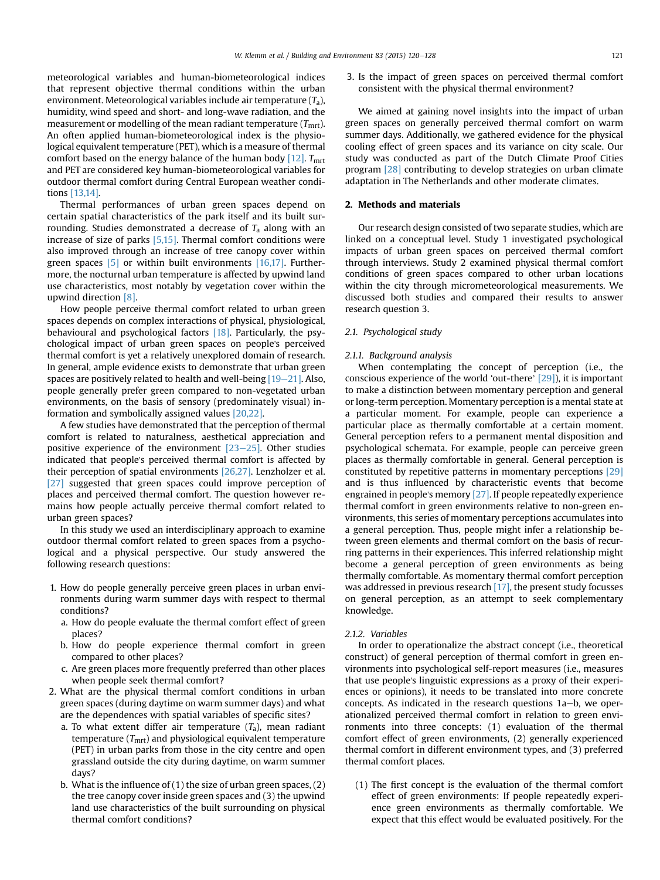meteorological variables and human-biometeorological indices that represent objective thermal conditions within the urban environment. Meteorological variables include air temperature ($T_a$), humidity, wind speed and short- and long-wave radiation, and the measurement or modelling of the mean radiant temperature ($T_{mrt}$). An often applied human-biometeorological index is the physiological equivalent temperature (PET), which is a measure of thermal comfort based on the energy balance of the human body [12]. $T_{mrt}$ and PET are considered key human-biometeorological variables for outdoor thermal comfort during Central European weather conditions [13,14].

Thermal performances of urban green spaces depend on certain spatial characteristics of the park itself and its built surrounding. Studies demonstrated a decrease of $T_a$ along with an increase of size of parks [5,15]. Thermal comfort conditions were also improved through an increase of tree canopy cover within green spaces [5] or within built environments [16,17]. Furthermore, the nocturnal urban temperature is affected by upwind land use characteristics, most notably by vegetation cover within the upwind direction [8].

How people perceive thermal comfort related to urban green spaces depends on complex interactions of physical, physiological, behavioural and psychological factors [18]. Particularly, the psychological impact of urban green spaces on people's perceived thermal comfort is yet a relatively unexplored domain of research. In general, ample evidence exists to demonstrate that urban green spaces are positively related to health and well-being [19–21]. Also, people generally prefer green compared to non-vegetated urban environments, on the basis of sensory (predominately visual) information and symbolically assigned values [20,22].

A few studies have demonstrated that the perception of thermal comfort is related to naturalness, aesthetical appreciation and positive experience of the environment [23–25]. Other studies indicated that people's perceived thermal comfort is affected by their perception of spatial environments [26,27]. Lenzholzer et al. [27] suggested that green spaces could improve perception of places and perceived thermal comfort. The question however remains how people actually perceive thermal comfort related to urban green spaces?

In this study we used an interdisciplinary approach to examine outdoor thermal comfort related to green spaces from a psychological and a physical perspective. Our study answered the following research questions:

1. How do people generally perceive green places in urban environments during warm summer days with respect to thermal conditions?
   a. How do people evaluate the thermal comfort effect of green places?
   b. How do people experience thermal comfort in green compared to other places?
   c. Are green places more frequently preferred than other places when people seek thermal comfort?
2. What are the physical thermal comfort conditions in urban green spaces (during daytime on warm summer days) and what are the dependences with spatial variables of specific sites?
   a. To what extent differ air temperature ($T_a$), mean radiant temperature ($T_{mrt}$) and physiological equivalent temperature (PET) in urban parks from those in the city centre and open grassland outside the city during daytime, on warm summer days?
   b. What is the influence of (1) the size of urban green spaces, (2) the tree canopy cover inside green spaces and (3) the upwind land use characteristics of the built surrounding on physical thermal comfort conditions?
3. Is the impact of green spaces on perceived thermal comfort consistent with the physical thermal environment?

We aimed at gaining novel insights into the impact of urban green spaces on generally perceived thermal comfort on warm summer days. Additionally, we gathered evidence for the physical cooling effect of green spaces and its variance on city scale. Our study was conducted as part of the Dutch Climate Proof Cities program [28] contributing to develop strategies on urban climate adaptation in The Netherlands and other moderate climates.

## 2. Methods and materials

Our research design consisted of two separate studies, which are linked on a conceptual level. Study 1 investigated psychological impacts of urban green spaces on perceived thermal comfort through interviews. Study 2 examined physical thermal comfort conditions of green spaces compared to other urban locations within the city through micrometeorological measurements. We discussed both studies and compared their results to answer research question 3.

### 2.1. Psychological study

#### 2.1.1. Background analysis

When contemplating the concept of perception (i.e., the conscious experience of the world 'out-there' [29]), it is important to make a distinction between momentary perception and general or long-term perception. Momentary perception is a mental state at a particular moment. For example, people can experience a particular place as thermally comfortable at a certain moment. General perception refers to a permanent mental disposition and psychological schemata. For example, people can perceive green places as thermally comfortable in general. General perception is constituted by repetitive patterns in momentary perceptions [29] and is thus influenced by characteristic events that become engrained in people's memory [27]. If people repeatedly experience thermal comfort in green environments relative to non-green environments, this series of momentary perceptions accumulates into a general perception. Thus, people might infer a relationship between green elements and thermal comfort on the basis of recurring patterns in their experiences. This inferred relationship might become a general perception of green environments as being thermally comfortable. As momentary thermal comfort perception was addressed in previous research [17], the present study focusses on general perception, as an attempt to seek complementary knowledge.

#### 2.1.2. Variables

In order to operationalize the abstract concept (i.e., theoretical construct) of general perception of thermal comfort in green environments into psychological self-report measures (i.e., measures that use people's linguistic expressions as a proxy of their experiences or opinions), it needs to be translated into more concrete concepts. As indicated in the research questions 1a–b, we operationalized perceived thermal comfort in relation to green environments into three concepts: (1) evaluation of the thermal comfort effect of green environments, (2) generally experienced thermal comfort in different environment types, and (3) preferred thermal comfort places.

(1) The first concept is the evaluation of the thermal comfort effect of green environments: If people repeatedly experience green environments as thermally comfortable. We expect that this effect would be evaluated positively. For the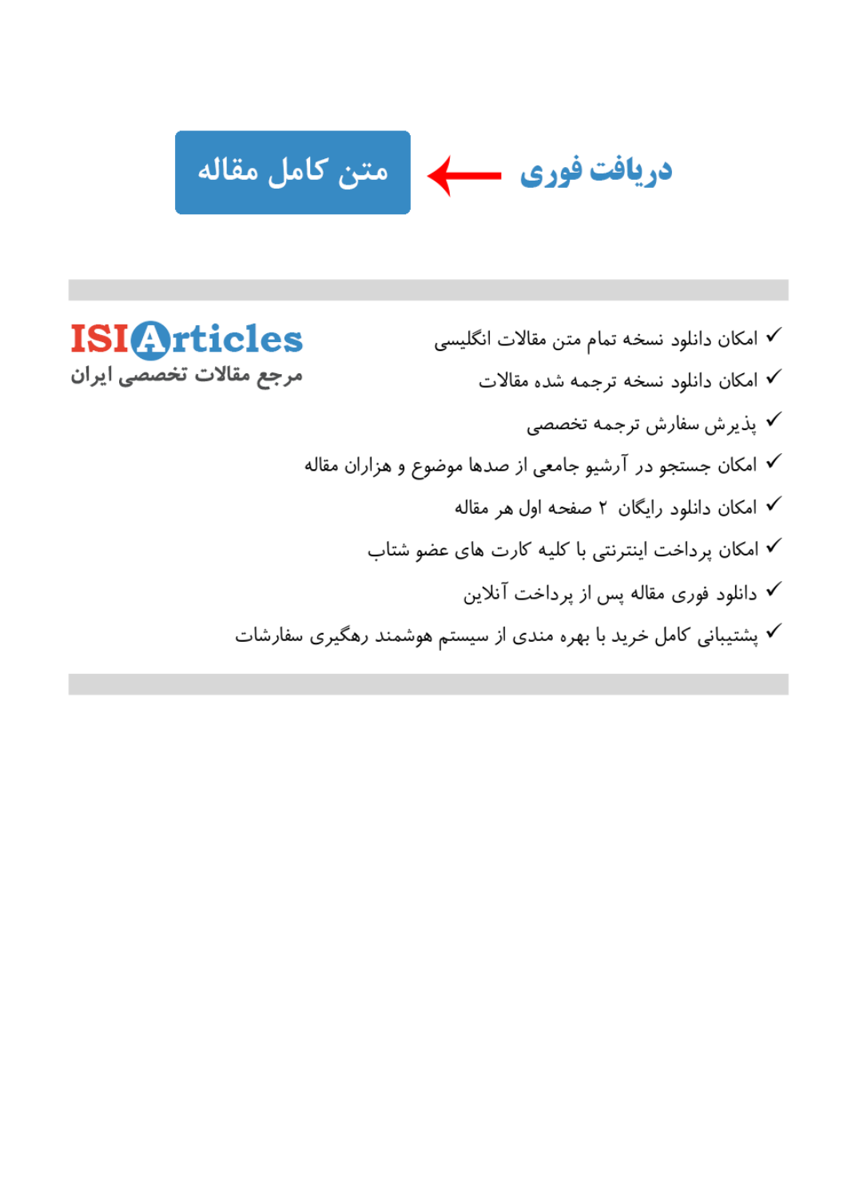متن کامل مقاله ← دریافت فوری

**ISIArticles**
مرجع مقالات تخصصی ایران

- ✓ امکان دانلود نسخه تمام متن مقالات انگلیسی
- ✓ امکان دانلود نسخه ترجمه شده مقالات
- ✓ پذیرش سفارش ترجمه تخصصی
- ✓ امکان جستجو در آرشیو جامعی از صدها موضوع و هزاران مقاله
- ✓ امکان دانلود رایگان ۲ صفحه اول هر مقاله
- ✓ امکان پرداخت اینترنتی با کلیه کارت های عضو شتاب
- ✓ دانلود فوری مقاله پس از پرداخت آنلاین
- ✓ پشتیبانی کامل خرید با بهره مندی از سیستم هوشمند رهگیری سفارشات